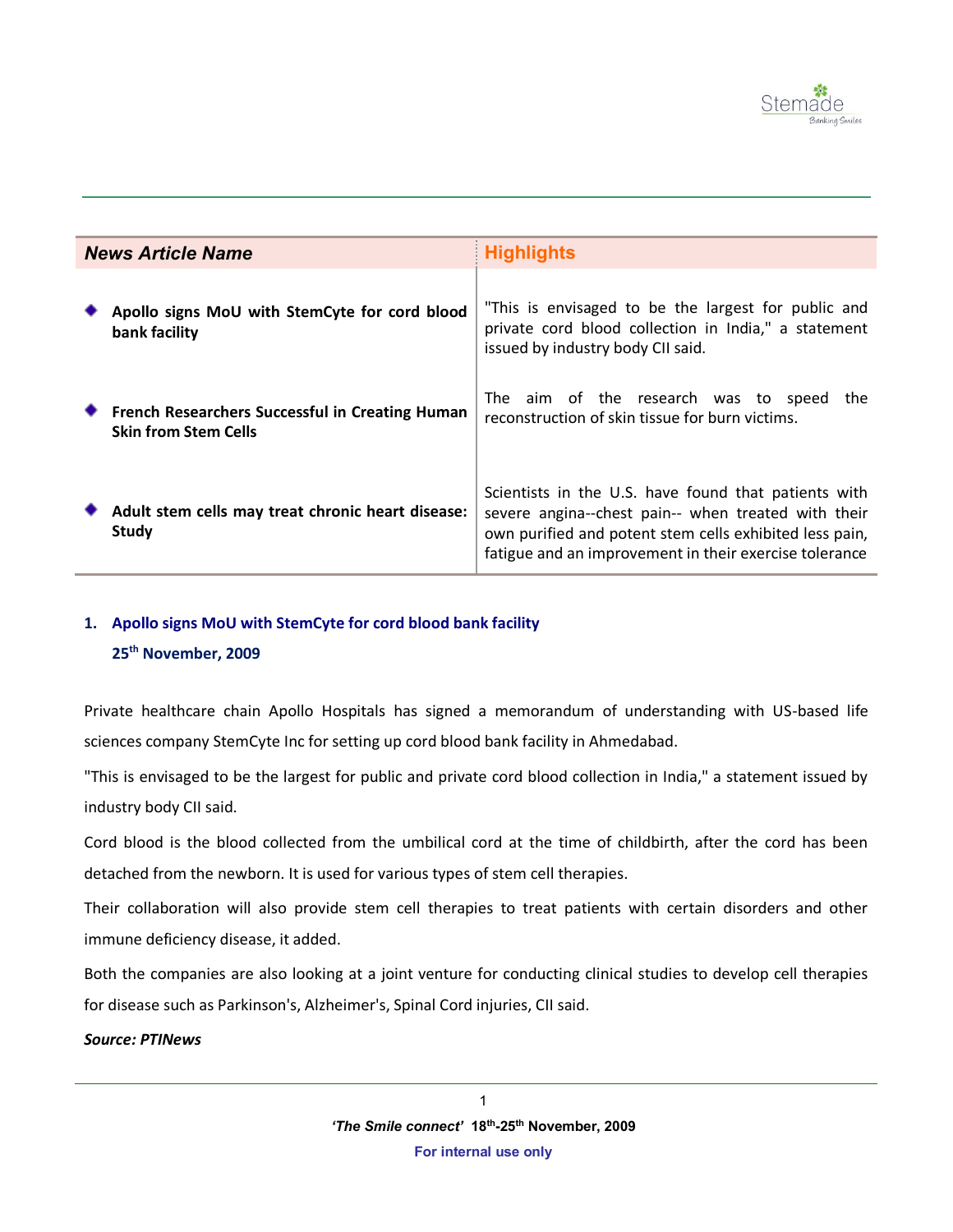| News Article Name | Highlights |
|---|---|
| **Apollo signs MoU with StemCyte for cord blood bank facility** | "This is envisaged to be the largest for public and private cord blood collection in India," a statement issued by industry body CII said. |
| **French Researchers Successful in Creating Human Skin from Stem Cells** | The aim of the research was to speed the reconstruction of skin tissue for burn victims. |
| **Adult stem cells may treat chronic heart disease: Study** | Scientists in the U.S. have found that patients with severe angina--chest pain-- when treated with their own purified and potent stem cells exhibited less pain, fatigue and an improvement in their exercise tolerance |

## 1. Apollo signs MoU with StemCyte for cord blood bank facility

**25th November, 2009**

Private healthcare chain Apollo Hospitals has signed a memorandum of understanding with US-based life sciences company StemCyte Inc for setting up cord blood bank facility in Ahmedabad.

"This is envisaged to be the largest for public and private cord blood collection in India," a statement issued by industry body CII said.

Cord blood is the blood collected from the umbilical cord at the time of childbirth, after the cord has been detached from the newborn. It is used for various types of stem cell therapies.

Their collaboration will also provide stem cell therapies to treat patients with certain disorders and other immune deficiency disease, it added.

Both the companies are also looking at a joint venture for conducting clinical studies to develop cell therapies for disease such as Parkinson's, Alzheimer's, Spinal Cord injuries, CII said.

***Source: PTINews***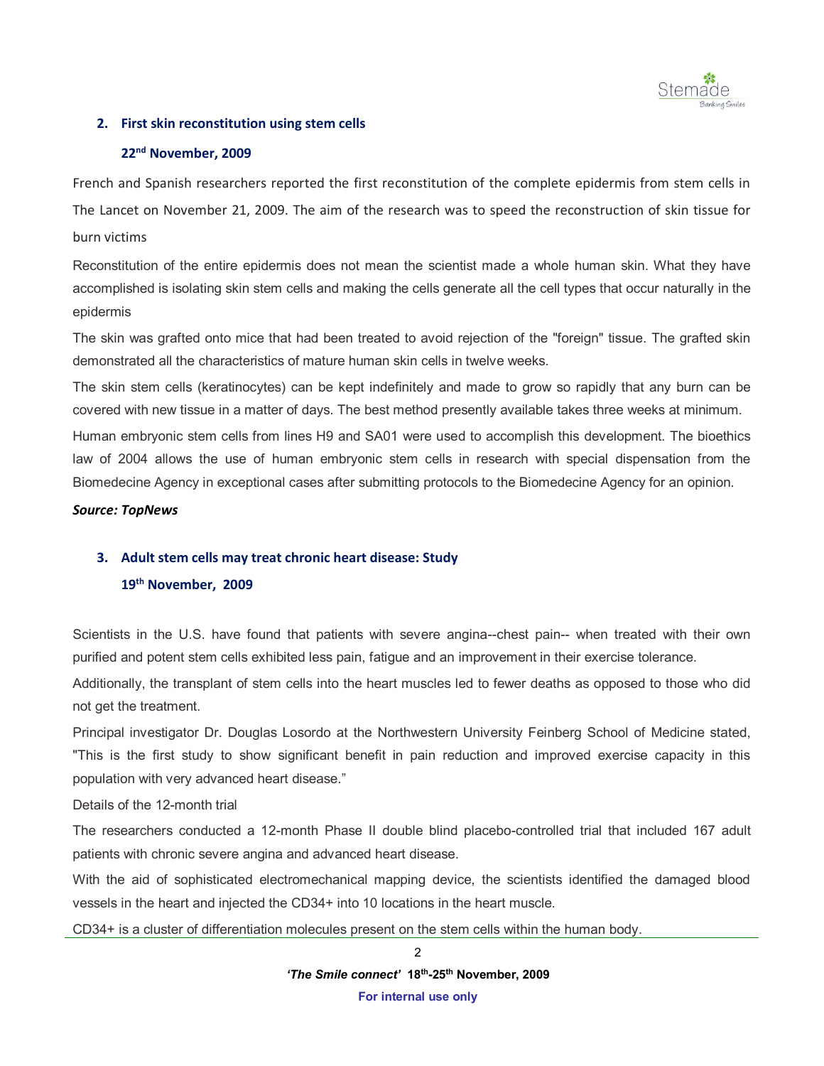## 2. First skin reconstitution using stem cells

**22nd November, 2009**

French and Spanish researchers reported the first reconstitution of the complete epidermis from stem cells in The Lancet on November 21, 2009. The aim of the research was to speed the reconstruction of skin tissue for burn victims

Reconstitution of the entire epidermis does not mean the scientist made a whole human skin. What they have accomplished is isolating skin stem cells and making the cells generate all the cell types that occur naturally in the epidermis

The skin was grafted onto mice that had been treated to avoid rejection of the "foreign" tissue. The grafted skin demonstrated all the characteristics of mature human skin cells in twelve weeks.

The skin stem cells (keratinocytes) can be kept indefinitely and made to grow so rapidly that any burn can be covered with new tissue in a matter of days. The best method presently available takes three weeks at minimum.

Human embryonic stem cells from lines H9 and SA01 were used to accomplish this development. The bioethics law of 2004 allows the use of human embryonic stem cells in research with special dispensation from the Biomedecine Agency in exceptional cases after submitting protocols to the Biomedecine Agency for an opinion.

***Source: TopNews***

## 3. Adult stem cells may treat chronic heart disease: Study

**19th November, 2009**

Scientists in the U.S. have found that patients with severe angina--chest pain-- when treated with their own purified and potent stem cells exhibited less pain, fatigue and an improvement in their exercise tolerance.

Additionally, the transplant of stem cells into the heart muscles led to fewer deaths as opposed to those who did not get the treatment.

Principal investigator Dr. Douglas Losordo at the Northwestern University Feinberg School of Medicine stated, "This is the first study to show significant benefit in pain reduction and improved exercise capacity in this population with very advanced heart disease."

Details of the 12-month trial

The researchers conducted a 12-month Phase II double blind placebo-controlled trial that included 167 adult patients with chronic severe angina and advanced heart disease.

With the aid of sophisticated electromechanical mapping device, the scientists identified the damaged blood vessels in the heart and injected the CD34+ into 10 locations in the heart muscle.

CD34+ is a cluster of differentiation molecules present on the stem cells within the human body.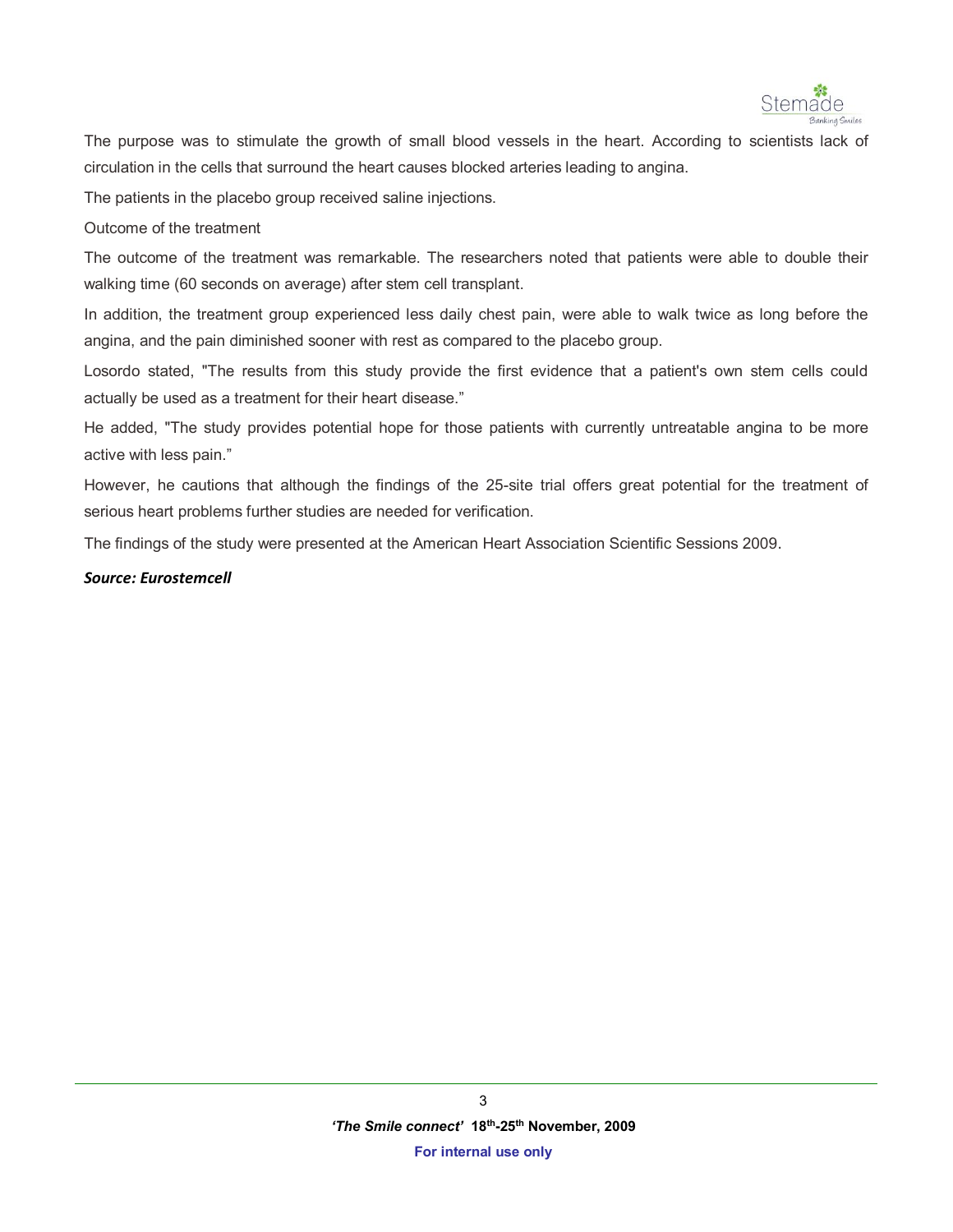The purpose was to stimulate the growth of small blood vessels in the heart. According to scientists lack of circulation in the cells that surround the heart causes blocked arteries leading to angina.

The patients in the placebo group received saline injections.

Outcome of the treatment

The outcome of the treatment was remarkable. The researchers noted that patients were able to double their walking time (60 seconds on average) after stem cell transplant.

In addition, the treatment group experienced less daily chest pain, were able to walk twice as long before the angina, and the pain diminished sooner with rest as compared to the placebo group.

Losordo stated, "The results from this study provide the first evidence that a patient's own stem cells could actually be used as a treatment for their heart disease."

He added, "The study provides potential hope for those patients with currently untreatable angina to be more active with less pain."

However, he cautions that although the findings of the 25-site trial offers great potential for the treatment of serious heart problems further studies are needed for verification.

The findings of the study were presented at the American Heart Association Scientific Sessions 2009.

***Source: Eurostemcell***